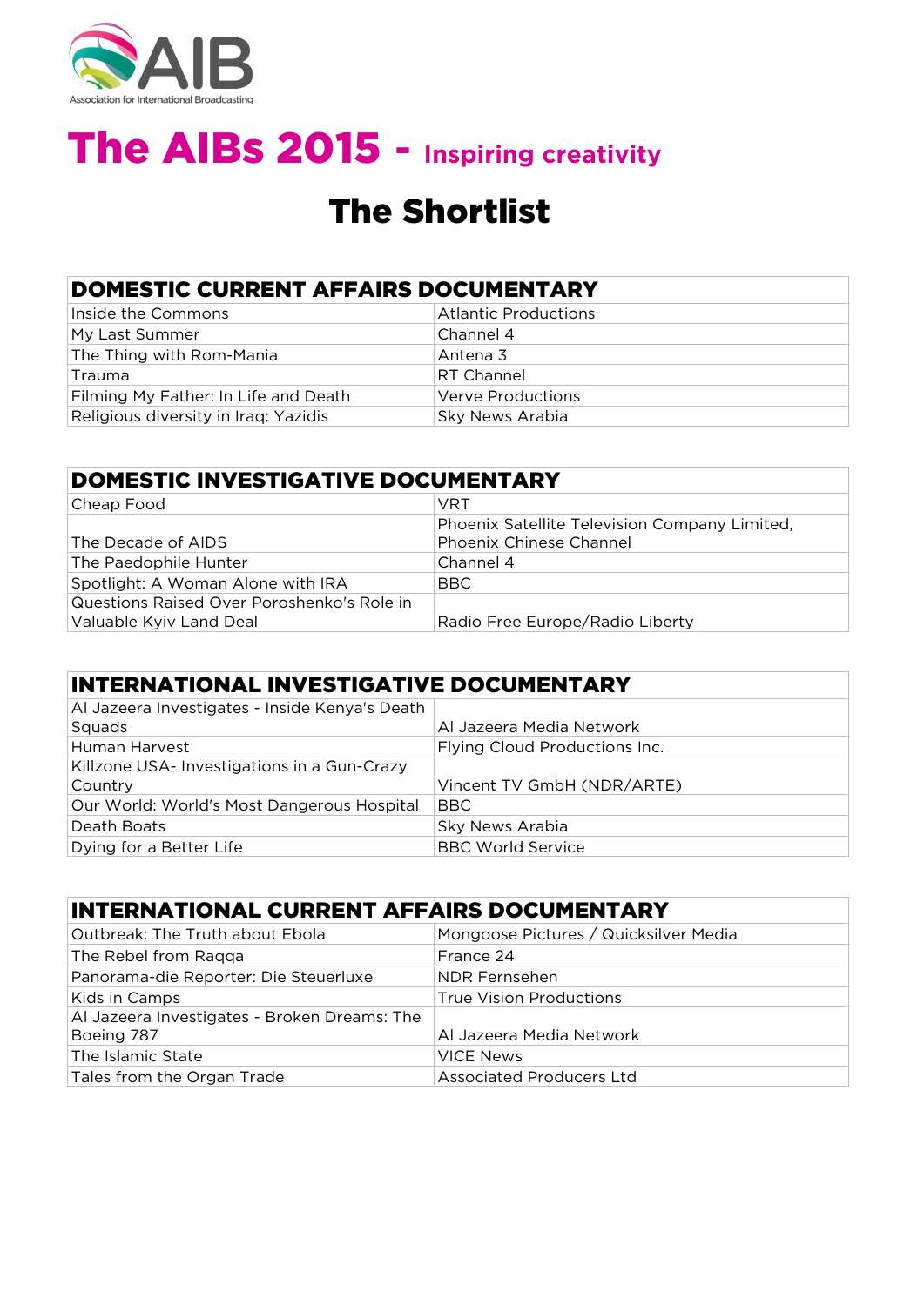AIB

Association for International Broadcasting

# The AIBs 2015 - Inspiring creativity

## The Shortlist

| DOMESTIC CURRENT AFFAIRS DOCUMENTARY | |
|---|---|
| Inside the Commons | Atlantic Productions |
| My Last Summer | Channel 4 |
| The Thing with Rom-Mania | Antena 3 |
| Trauma | RT Channel |
| Filming My Father: In Life and Death | Verve Productions |
| Religious diversity in Iraq: Yazidis | Sky News Arabia |

| DOMESTIC INVESTIGATIVE DOCUMENTARY | |
|---|---|
| Cheap Food | VRT |
| The Decade of AIDS | Phoenix Satellite Television Company Limited, Phoenix Chinese Channel |
| The Paedophile Hunter | Channel 4 |
| Spotlight: A Woman Alone with IRA | BBC |
| Questions Raised Over Poroshenko's Role in Valuable Kyiv Land Deal | Radio Free Europe/Radio Liberty |

| INTERNATIONAL INVESTIGATIVE DOCUMENTARY | |
|---|---|
| Al Jazeera Investigates - Inside Kenya's Death Squads | Al Jazeera Media Network |
| Human Harvest | Flying Cloud Productions Inc. |
| Killzone USA- Investigations in a Gun-Crazy Country | Vincent TV GmbH (NDR/ARTE) |
| Our World: World's Most Dangerous Hospital | BBC |
| Death Boats | Sky News Arabia |
| Dying for a Better Life | BBC World Service |

| INTERNATIONAL CURRENT AFFAIRS DOCUMENTARY | |
|---|---|
| Outbreak: The Truth about Ebola | Mongoose Pictures / Quicksilver Media |
| The Rebel from Raqqa | France 24 |
| Panorama-die Reporter: Die Steuerluxe | NDR Fernsehen |
| Kids in Camps | True Vision Productions |
| Al Jazeera Investigates - Broken Dreams: The Boeing 787 | Al Jazeera Media Network |
| The Islamic State | VICE News |
| Tales from the Organ Trade | Associated Producers Ltd |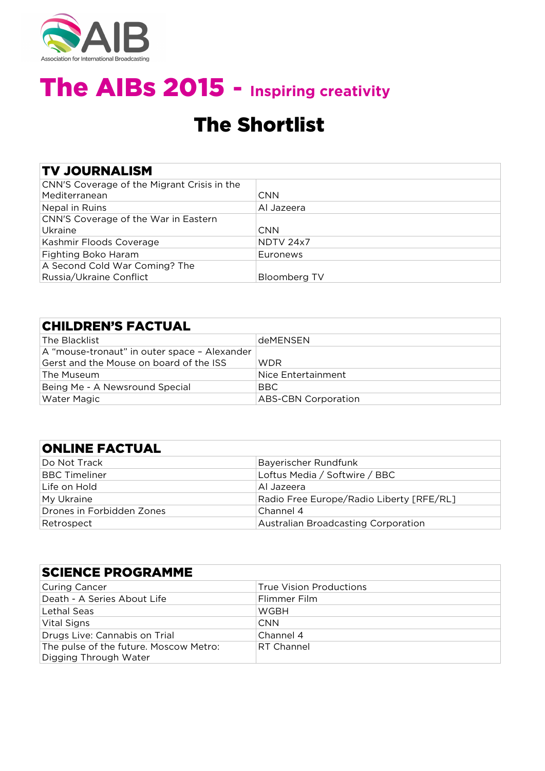AIB

Association for International Broadcasting

# The AIBs 2015 - Inspiring creativity

## The Shortlist

| TV JOURNALISM | |
|---|---|
| CNN'S Coverage of the Migrant Crisis in the Mediterranean | CNN |
| Nepal in Ruins | Al Jazeera |
| CNN'S Coverage of the War in Eastern Ukraine | CNN |
| Kashmir Floods Coverage | NDTV 24x7 |
| Fighting Boko Haram | Euronews |
| A Second Cold War Coming? The Russia/Ukraine Conflict | Bloomberg TV |

| CHILDREN'S FACTUAL | |
|---|---|
| The Blacklist | deMENSEN |
| A "mouse-tronaut" in outer space – Alexander Gerst and the Mouse on board of the ISS | WDR |
| The Museum | Nice Entertainment |
| Being Me - A Newsround Special | BBC |
| Water Magic | ABS-CBN Corporation |

| ONLINE FACTUAL | |
|---|---|
| Do Not Track | Bayerischer Rundfunk |
| BBC Timeliner | Loftus Media / Softwire / BBC |
| Life on Hold | Al Jazeera |
| My Ukraine | Radio Free Europe/Radio Liberty [RFE/RL] |
| Drones in Forbidden Zones | Channel 4 |
| Retrospect | Australian Broadcasting Corporation |

| SCIENCE PROGRAMME | |
|---|---|
| Curing Cancer | True Vision Productions |
| Death - A Series About Life | Flimmer Film |
| Lethal Seas | WGBH |
| Vital Signs | CNN |
| Drugs Live: Cannabis on Trial | Channel 4 |
| The pulse of the future. Moscow Metro: Digging Through Water | RT Channel |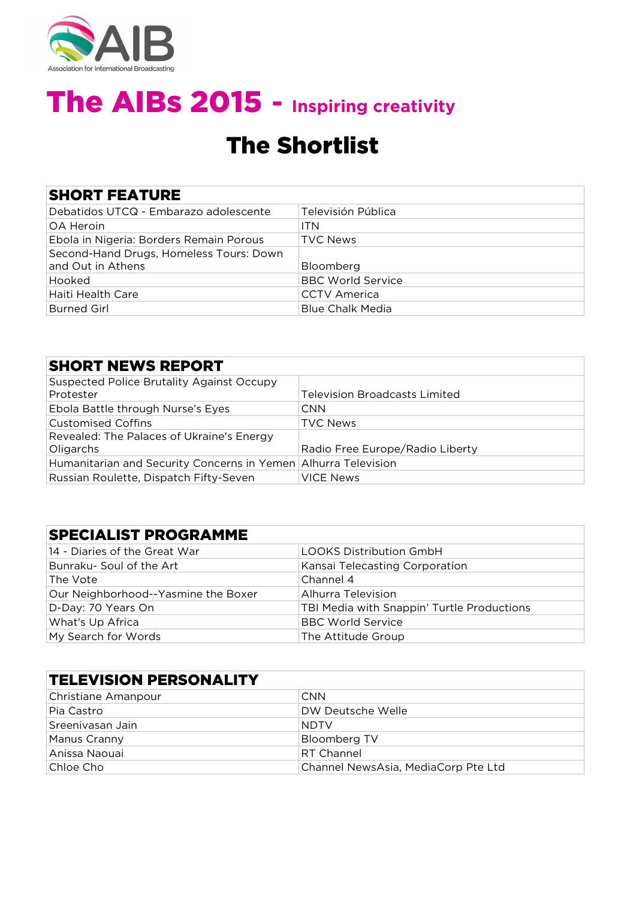AIB
Association for International Broadcasting

# The AIBs 2015 - Inspiring creativity

## The Shortlist

| SHORT FEATURE | |
|---|---|
| Debatidos UTCQ - Embarazo adolescente | Televisión Pública |
| OA Heroin | ITN |
| Ebola in Nigeria: Borders Remain Porous | TVC News |
| Second-Hand Drugs, Homeless Tours: Down and Out in Athens | Bloomberg |
| Hooked | BBC World Service |
| Haiti Health Care | CCTV America |
| Burned Girl | Blue Chalk Media |

| SHORT NEWS REPORT | |
|---|---|
| Suspected Police Brutality Against Occupy Protester | Television Broadcasts Limited |
| Ebola Battle through Nurse's Eyes | CNN |
| Customised Coffins | TVC News |
| Revealed: The Palaces of Ukraine's Energy Oligarchs | Radio Free Europe/Radio Liberty |
| Humanitarian and Security Concerns in Yemen | Alhurra Television |
| Russian Roulette, Dispatch Fifty-Seven | VICE News |

| SPECIALIST PROGRAMME | |
|---|---|
| 14 - Diaries of the Great War | LOOKS Distribution GmbH |
| Bunraku- Soul of the Art | Kansai Telecasting Corporation |
| The Vote | Channel 4 |
| Our Neighborhood--Yasmine the Boxer | Alhurra Television |
| D-Day: 70 Years On | TBI Media with Snappin' Turtle Productions |
| What's Up Africa | BBC World Service |
| My Search for Words | The Attitude Group |

| TELEVISION PERSONALITY | |
|---|---|
| Christiane Amanpour | CNN |
| Pia Castro | DW Deutsche Welle |
| Sreenivasan Jain | NDTV |
| Manus Cranny | Bloomberg TV |
| Anissa Naouai | RT Channel |
| Chloe Cho | Channel NewsAsia, MediaCorp Pte Ltd |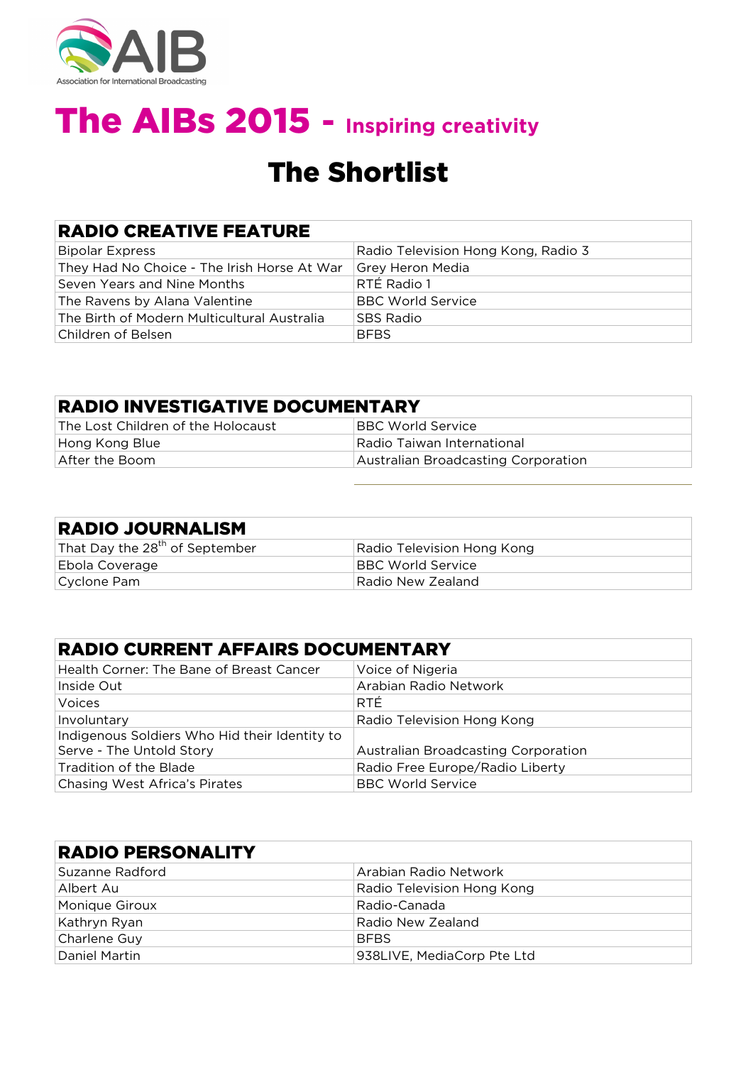AIB
Association for International Broadcasting

# The AIBs 2015 - Inspiring creativity

## The Shortlist

| RADIO CREATIVE FEATURE | |
|---|---|
| Bipolar Express | Radio Television Hong Kong, Radio 3 |
| They Had No Choice - The Irish Horse At War | Grey Heron Media |
| Seven Years and Nine Months | RTÉ Radio 1 |
| The Ravens by Alana Valentine | BBC World Service |
| The Birth of Modern Multicultural Australia | SBS Radio |
| Children of Belsen | BFBS |

| RADIO INVESTIGATIVE DOCUMENTARY | |
|---|---|
| The Lost Children of the Holocaust | BBC World Service |
| Hong Kong Blue | Radio Taiwan International |
| After the Boom | Australian Broadcasting Corporation |

| RADIO JOURNALISM | |
|---|---|
| That Day the 28th of September | Radio Television Hong Kong |
| Ebola Coverage | BBC World Service |
| Cyclone Pam | Radio New Zealand |

| RADIO CURRENT AFFAIRS DOCUMENTARY | |
|---|---|
| Health Corner: The Bane of Breast Cancer | Voice of Nigeria |
| Inside Out | Arabian Radio Network |
| Voices | RTÉ |
| Involuntary | Radio Television Hong Kong |
| Indigenous Soldiers Who Hid their Identity to Serve - The Untold Story | Australian Broadcasting Corporation |
| Tradition of the Blade | Radio Free Europe/Radio Liberty |
| Chasing West Africa's Pirates | BBC World Service |

| RADIO PERSONALITY | |
|---|---|
| Suzanne Radford | Arabian Radio Network |
| Albert Au | Radio Television Hong Kong |
| Monique Giroux | Radio-Canada |
| Kathryn Ryan | Radio New Zealand |
| Charlene Guy | BFBS |
| Daniel Martin | 938LIVE, MediaCorp Pte Ltd |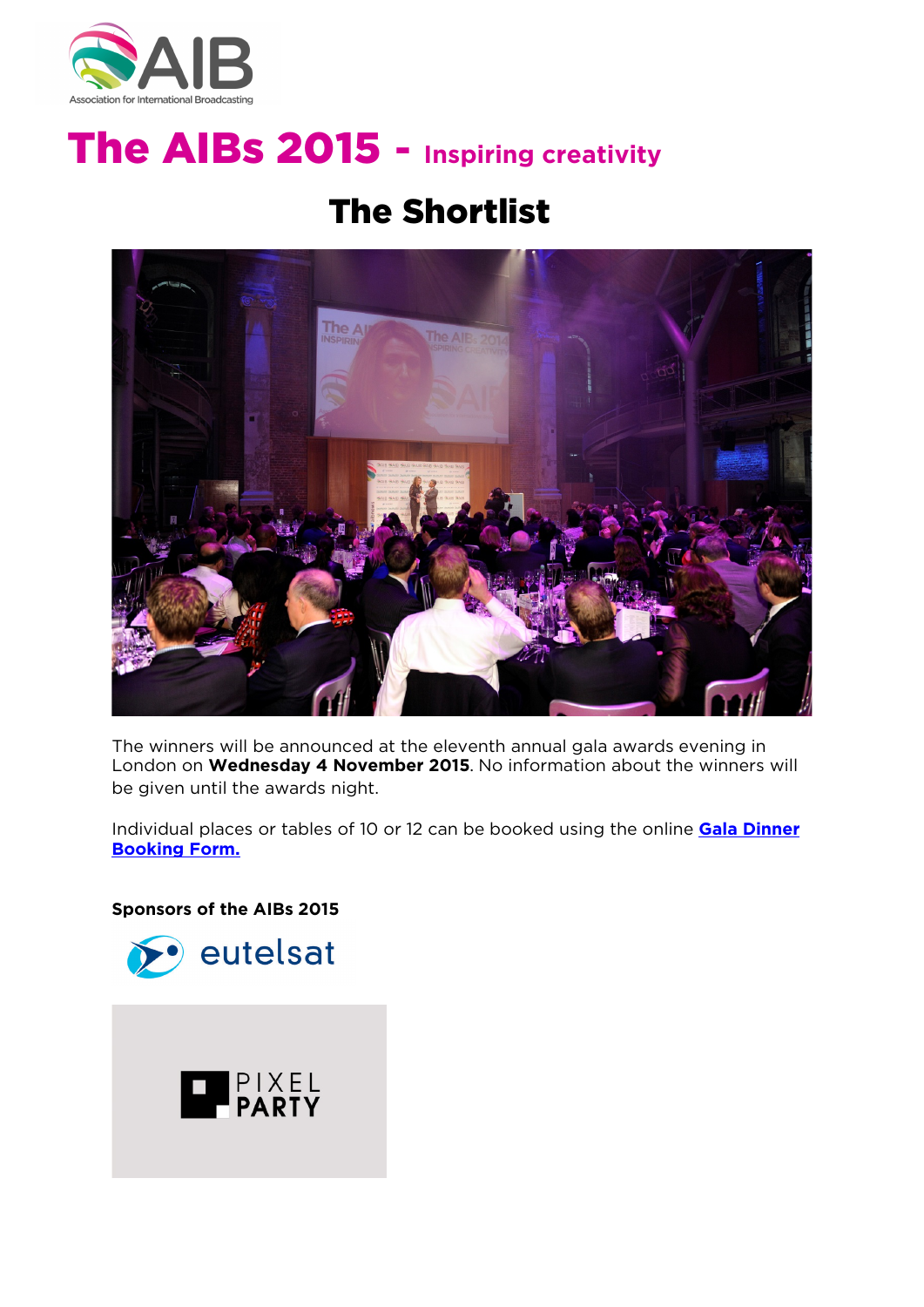# The AIBs 2015 - Inspiring creativity

## The Shortlist

The winners will be announced at the eleventh annual gala awards evening in London on **Wednesday 4 November 2015**. No information about the winners will be given until the awards night.

Individual places or tables of 10 or 12 can be booked using the online **Gala Dinner Booking Form.**

**Sponsors of the AIBs 2015**